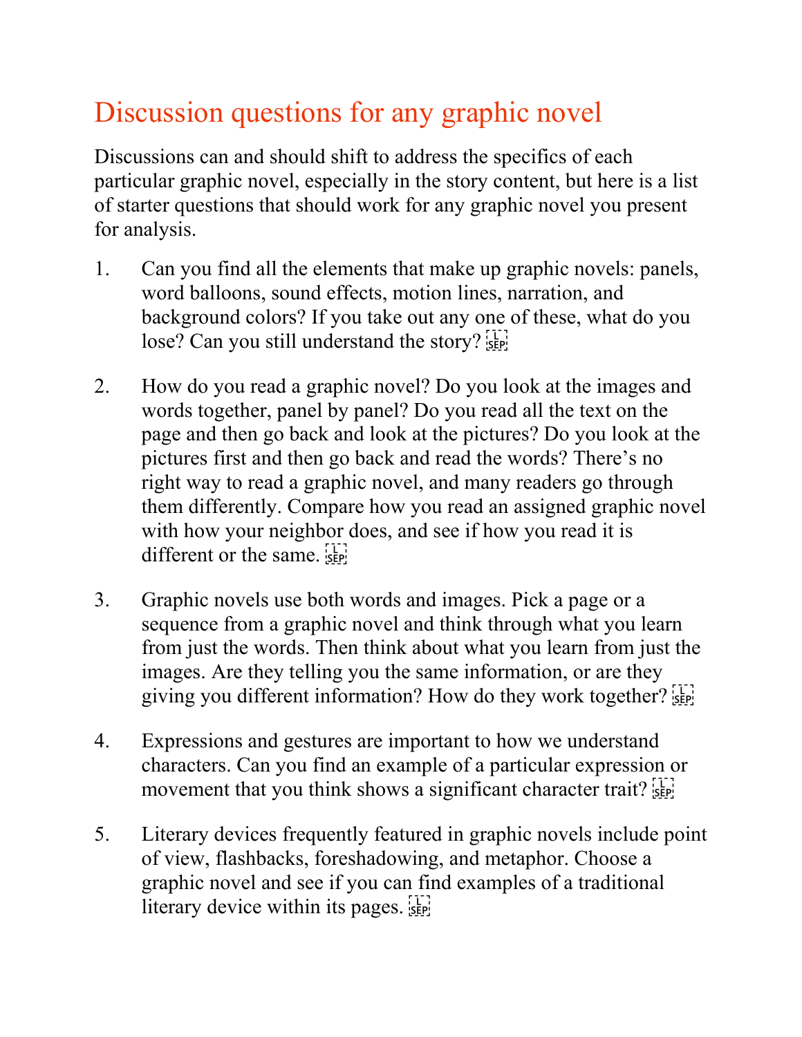# Discussion questions for any graphic novel

Discussions can and should shift to address the specifics of each particular graphic novel, especially in the story content, but here is a list of starter questions that should work for any graphic novel you present for analysis.

1. Can you find all the elements that make up graphic novels: panels, word balloons, sound effects, motion lines, narration, and background colors? If you take out any one of these, what do you lose? Can you still understand the story?

2. How do you read a graphic novel? Do you look at the images and words together, panel by panel? Do you read all the text on the page and then go back and look at the pictures? Do you look at the pictures first and then go back and read the words? There's no right way to read a graphic novel, and many readers go through them differently. Compare how you read an assigned graphic novel with how your neighbor does, and see if how you read it is different or the same.

3. Graphic novels use both words and images. Pick a page or a sequence from a graphic novel and think through what you learn from just the words. Then think about what you learn from just the images. Are they telling you the same information, or are they giving you different information? How do they work together?

4. Expressions and gestures are important to how we understand characters. Can you find an example of a particular expression or movement that you think shows a significant character trait?

5. Literary devices frequently featured in graphic novels include point of view, flashbacks, foreshadowing, and metaphor. Choose a graphic novel and see if you can find examples of a traditional literary device within its pages.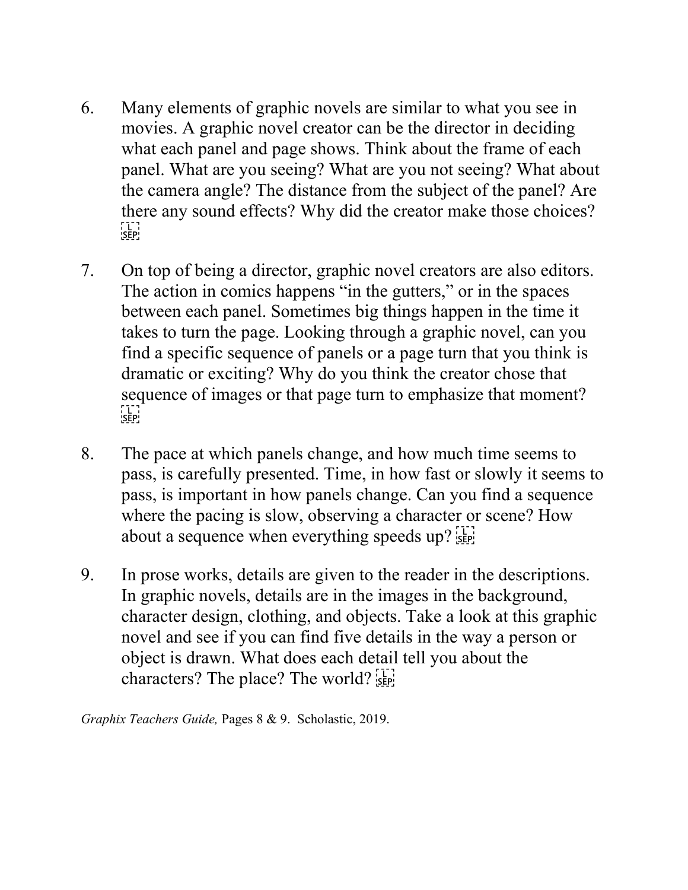6. Many elements of graphic novels are similar to what you see in movies. A graphic novel creator can be the director in deciding what each panel and page shows. Think about the frame of each panel. What are you seeing? What are you not seeing? What about the camera angle? The distance from the subject of the panel? Are there any sound effects? Why did the creator make those choices?

7. On top of being a director, graphic novel creators are also editors. The action in comics happens "in the gutters," or in the spaces between each panel. Sometimes big things happen in the time it takes to turn the page. Looking through a graphic novel, can you find a specific sequence of panels or a page turn that you think is dramatic or exciting? Why do you think the creator chose that sequence of images or that page turn to emphasize that moment?

8. The pace at which panels change, and how much time seems to pass, is carefully presented. Time, in how fast or slowly it seems to pass, is important in how panels change. Can you find a sequence where the pacing is slow, observing a character or scene? How about a sequence when everything speeds up?

9. In prose works, details are given to the reader in the descriptions. In graphic novels, details are in the images in the background, character design, clothing, and objects. Take a look at this graphic novel and see if you can find five details in the way a person or object is drawn. What does each detail tell you about the characters? The place? The world?

*Graphix Teachers Guide,* Pages 8 & 9. Scholastic, 2019.